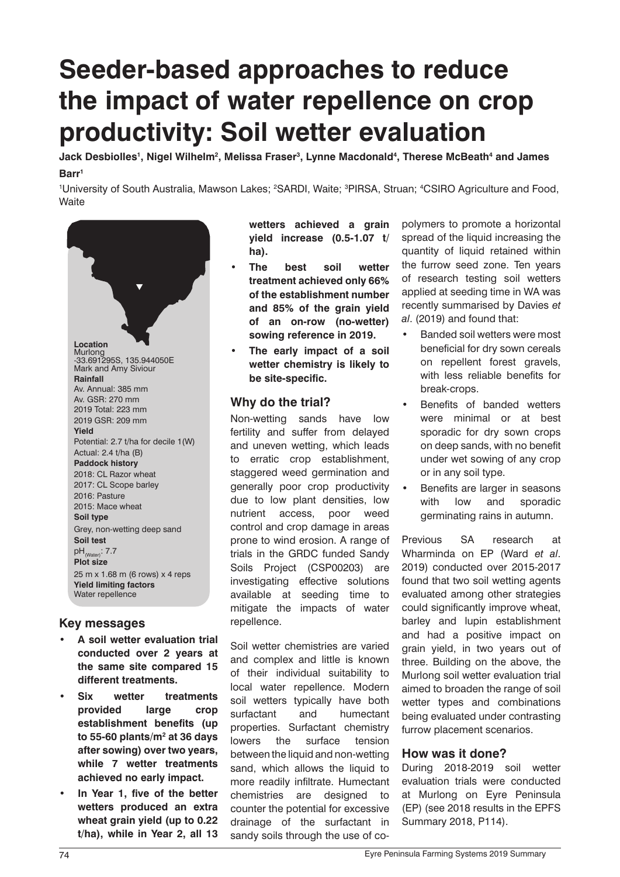# Seeder-based approaches to reduce the impact of water repellence on crop productivity: Soil wetter evaluation

**Jack Desbiolles[1], Nigel Wilhelm[2], Melissa Fraser[3], Lynne Macdonald[4], Therese McBeath[4] and James Barr[1]**

[1]University of South Australia, Mawson Lakes; [2]SARDI, Waite; [3]PIRSA, Struan; [4]CSIRO Agriculture and Food, Waite

**Location**
Murlong
-33.691295S, 135.944050E
Mark and Amy Siviour

**Rainfall**
Av. Annual: 385 mm
Av. GSR: 270 mm
2019 Total: 223 mm
2019 GSR: 209 mm

**Yield**
Potential: 2.7 t/ha for decile 1(W)
Actual: 2.4 t/ha (B)

**Paddock history**
2018: CL Razor wheat
2017: CL Scope barley
2016: Pasture
2015: Mace wheat

**Soil type**
Grey, non-wetting deep sand

**Soil test**
$pH_{(Water)}$: 7.7

**Plot size**
25 m x 1.68 m (6 rows) x 4 reps

**Yield limiting factors**
Water repellence

## Key messages

- **A soil wetter evaluation trial conducted over 2 years at the same site compared 15 different treatments.**
- **Six wetter treatments provided large crop establishment benefits (up to 55-60 plants/m$^2$ at 36 days after sowing) over two years, while 7 wetter treatments achieved no early impact.**
- **In Year 1, five of the better wetters produced an extra wheat grain yield (up to 0.22 t/ha), while in Year 2, all 13 wetters achieved a grain yield increase (0.5-1.07 t/ha).**
- **The best soil wetter treatment achieved only 66% of the establishment number and 85% of the grain yield of an on-row (no-wetter) sowing reference in 2019.**
- **The early impact of a soil wetter chemistry is likely to be site-specific.**

## Why do the trial?

Non-wetting sands have low fertility and suffer from delayed and uneven wetting, which leads to erratic crop establishment, staggered weed germination and generally poor crop productivity due to low plant densities, low nutrient access, poor weed control and crop damage in areas prone to wind erosion. A range of trials in the GRDC funded Sandy Soils Project (CSP00203) are investigating effective solutions available at seeding time to mitigate the impacts of water repellence.

Soil wetter chemistries are varied and complex and little is known of their individual suitability to local water repellence. Modern soil wetters typically have both surfactant and humectant properties. Surfactant chemistry lowers the surface tension between the liquid and non-wetting sand, which allows the liquid to more readily infiltrate. Humectant chemistries are designed to counter the potential for excessive drainage of the surfactant in sandy soils through the use of co-polymers to promote a horizontal spread of the liquid increasing the quantity of liquid retained within the furrow seed zone. Ten years of research testing soil wetters applied at seeding time in WA was recently summarised by Davies *et al*. (2019) and found that:

- Banded soil wetters were most beneficial for dry sown cereals on repellent forest gravels, with less reliable benefits for break-crops.
- Benefits of banded wetters were minimal or at best sporadic for dry sown crops on deep sands, with no benefit under wet sowing of any crop or in any soil type.
- Benefits are larger in seasons with low and sporadic germinating rains in autumn.

Previous SA research at Wharminda on EP (Ward *et al*. 2019) conducted over 2015-2017 found that two soil wetting agents evaluated among other strategies could significantly improve wheat, barley and lupin establishment and had a positive impact on grain yield, in two years out of three. Building on the above, the Murlong soil wetter evaluation trial aimed to broaden the range of soil wetter types and combinations being evaluated under contrasting furrow placement scenarios.

## How was it done?

During 2018-2019 soil wetter evaluation trials were conducted at Murlong on Eyre Peninsula (EP) (see 2018 results in the EPFS Summary 2018, P114).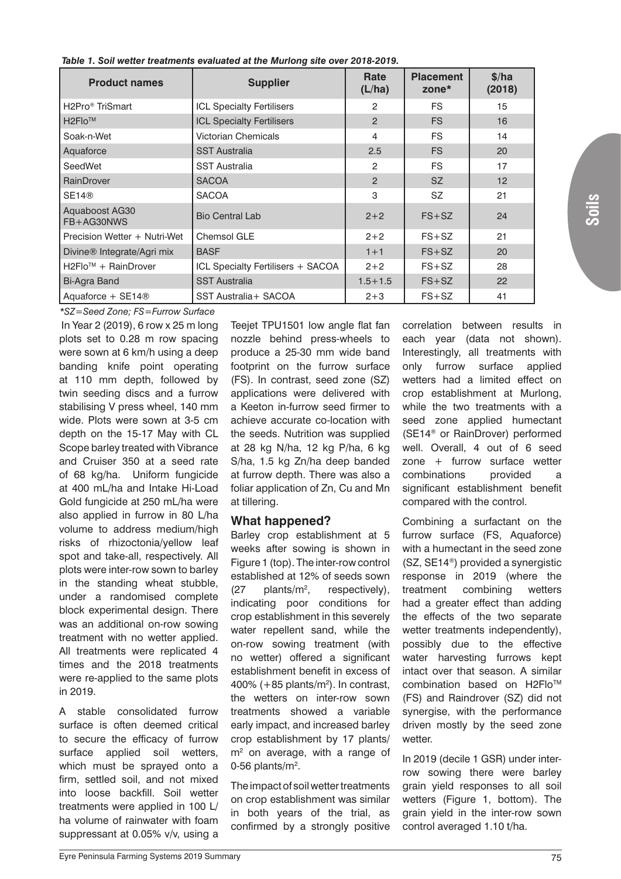*Table 1. Soil wetter treatments evaluated at the Murlong site over 2018-2019.*

| Product names | Supplier | Rate (L/ha) | Placement zone* | $/ha (2018) |
|---|---|---|---|---|
| H2Pro® TriSmart | ICL Specialty Fertilisers | 2 | FS | 15 |
| H2Flo™ | ICL Specialty Fertilisers | 2 | FS | 16 |
| Soak-n-Wet | Victorian Chemicals | 4 | FS | 14 |
| Aquaforce | SST Australia | 2.5 | FS | 20 |
| SeedWet | SST Australia | 2 | FS | 17 |
| RainDrover | SACOA | 2 | SZ | 12 |
| SE14® | SACOA | 3 | SZ | 21 |
| Aquaboost AG30 FB+AG30NWS | Bio Central Lab | 2+2 | FS+SZ | 24 |
| Precision Wetter + Nutri-Wet | Chemsol GLE | 2+2 | FS+SZ | 21 |
| Divine® Integrate/Agri mix | BASF | 1+1 | FS+SZ | 20 |
| H2Flo™ + RainDrover | ICL Specialty Fertilisers + SACOA | 2+2 | FS+SZ | 28 |
| Bi-Agra Band | SST Australia | 1.5+1.5 | FS+SZ | 22 |
| Aquaforce + SE14® | SST Australia+ SACOA | 2+3 | FS+SZ | 41 |

**SZ=Seed Zone; FS=Furrow Surface*

In Year 2 (2019), 6 row x 25 m long plots set to 0.28 m row spacing were sown at 6 km/h using a deep banding knife point operating at 110 mm depth, followed by twin seeding discs and a furrow stabilising V press wheel, 140 mm wide. Plots were sown at 3-5 cm depth on the 15-17 May with CL Scope barley treated with Vibrance and Cruiser 350 at a seed rate of 68 kg/ha. Uniform fungicide at 400 mL/ha and Intake Hi-Load Gold fungicide at 250 mL/ha were also applied in furrow in 80 L/ha volume to address medium/high risks of rhizoctonia/yellow leaf spot and take-all, respectively. All plots were inter-row sown to barley in the standing wheat stubble, under a randomised complete block experimental design. There was an additional on-row sowing treatment with no wetter applied. All treatments were replicated 4 times and the 2018 treatments were re-applied to the same plots in 2019.

A stable consolidated furrow surface is often deemed critical to secure the efficacy of furrow surface applied soil wetters, which must be sprayed onto a firm, settled soil, and not mixed into loose backfill. Soil wetter treatments were applied in 100 L/ha volume of rainwater with foam suppressant at 0.05% v/v, using a Teejet TPU1501 low angle flat fan nozzle behind press-wheels to produce a 25-30 mm wide band footprint on the furrow surface (FS). In contrast, seed zone (SZ) applications were delivered with a Keeton in-furrow seed firmer to achieve accurate co-location with the seeds. Nutrition was supplied at 28 kg N/ha, 12 kg P/ha, 6 kg S/ha, 1.5 kg Zn/ha deep banded at furrow depth. There was also a foliar application of Zn, Cu and Mn at tillering.

## What happened?

Barley crop establishment at 5 weeks after sowing is shown in Figure 1 (top). The inter-row control established at 12% of seeds sown (27 plants/m$^2$, respectively), indicating poor conditions for crop establishment in this severely water repellent sand, while the on-row sowing treatment (with no wetter) offered a significant establishment benefit in excess of 400% (+85 plants/m$^2$). In contrast, the wetters on inter-row sown treatments showed a variable early impact, and increased barley crop establishment by 17 plants/m$^2$ on average, with a range of 0-56 plants/m$^2$.

The impact of soil wetter treatments on crop establishment was similar in both years of the trial, as confirmed by a strongly positive correlation between results in each year (data not shown). Interestingly, all treatments with only furrow surface applied wetters had a limited effect on crop establishment at Murlong, while the two treatments with a seed zone applied humectant (SE14® or RainDrover) performed well. Overall, 4 out of 6 seed zone + furrow surface wetter combinations provided a significant establishment benefit compared with the control.

Combining a surfactant on the furrow surface (FS, Aquaforce) with a humectant in the seed zone (SZ, SE14®) provided a synergistic response in 2019 (where the treatment combining wetters had a greater effect than adding the effects of the two separate wetter treatments independently), possibly due to the effective water harvesting furrows kept intact over that season. A similar combination based on H2Flo™ (FS) and Raindrover (SZ) did not synergise, with the performance driven mostly by the seed zone wetter.

In 2019 (decile 1 GSR) under inter-row sowing there were barley grain yield responses to all soil wetters (Figure 1, bottom). The grain yield in the inter-row sown control averaged 1.10 t/ha.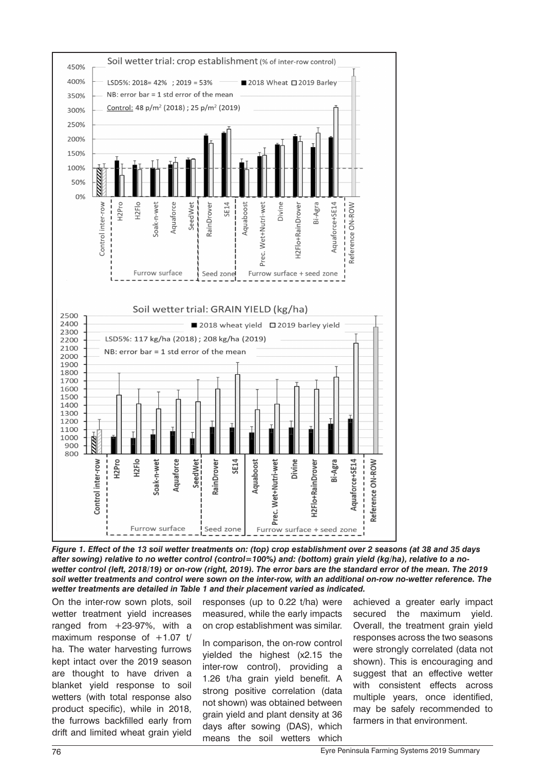*Figure 1. Effect of the 13 soil wetter treatments on: (top) crop establishment over 2 seasons (at 38 and 35 days after sowing) relative to no wetter control (control=100%) and: (bottom) grain yield (kg/ha), relative to a no-wetter control (left, 2018/19) or on-row (right, 2019). The error bars are the standard error of the mean. The 2019 soil wetter treatments and control were sown on the inter-row, with an additional on-row no-wetter reference. The wetter treatments are detailed in Table 1 and their placement varied as indicated.*

On the inter-row sown plots, soil wetter treatment yield increases ranged from +23-97%, with a maximum response of +1.07 t/ha. The water harvesting furrows kept intact over the 2019 season are thought to have driven a blanket yield response to soil wetters (with total response also product specific), while in 2018, the furrows backfilled early from drift and limited wheat grain yield responses (up to 0.22 t/ha) were measured, while the early impacts on crop establishment was similar.

In comparison, the on-row control yielded the highest (x2.15 the inter-row control), providing a 1.26 t/ha grain yield benefit. A strong positive correlation (data not shown) was obtained between grain yield and plant density at 36 days after sowing (DAS), which means the soil wetters which achieved a greater early impact secured the maximum yield. Overall, the treatment grain yield responses across the two seasons were strongly correlated (data not shown). This is encouraging and suggest that an effective wetter with consistent effects across multiple years, once identified, may be safely recommended to farmers in that environment.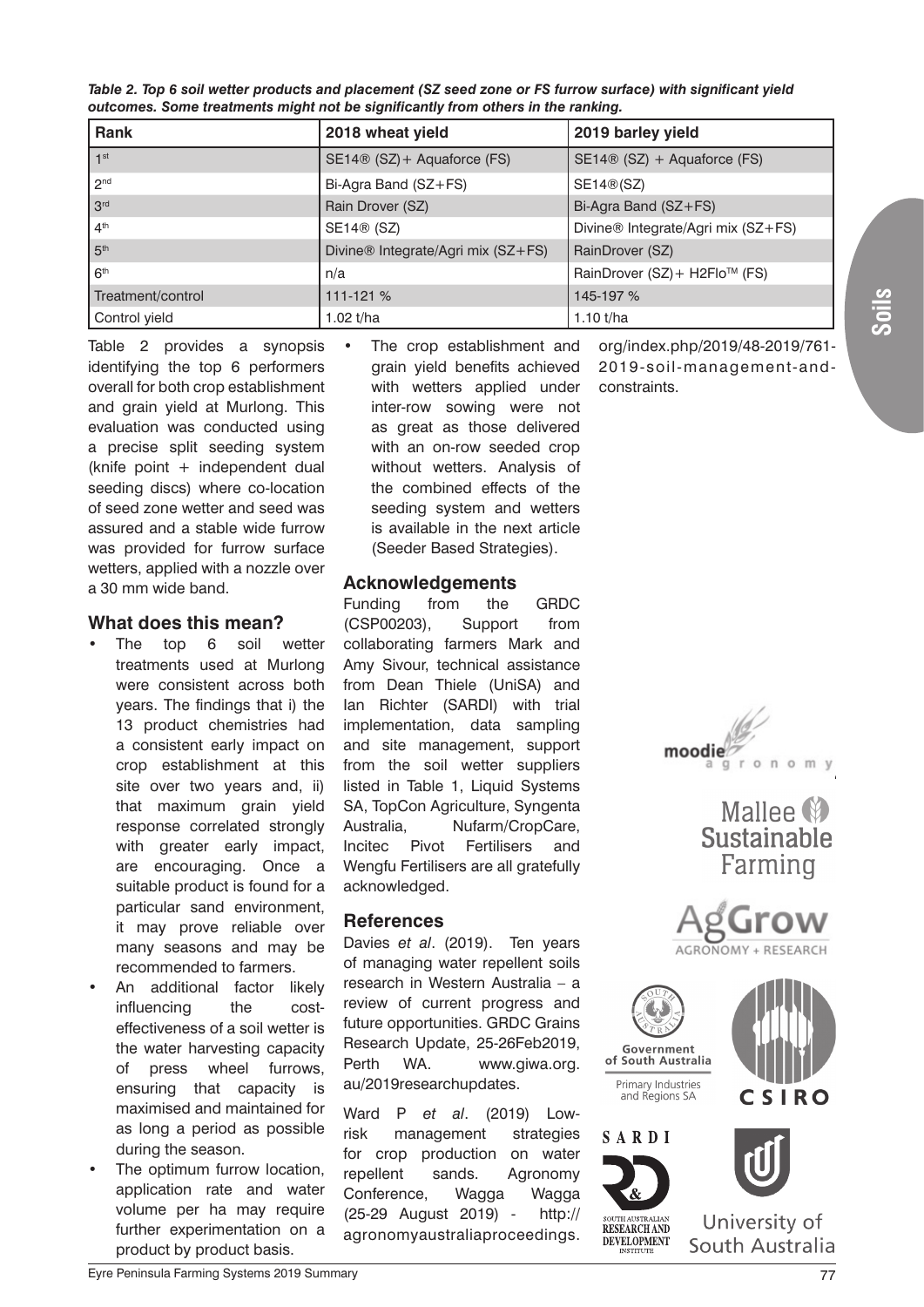*Table 2. Top 6 soil wetter products and placement (SZ seed zone or FS furrow surface) with significant yield outcomes. Some treatments might not be significantly from others in the ranking.*

| Rank | 2018 wheat yield | 2019 barley yield |
|---|---|---|
| 1st | SE14® (SZ)+ Aquaforce (FS) | SE14® (SZ) + Aquaforce (FS) |
| 2nd | Bi-Agra Band (SZ+FS) | SE14®(SZ) |
| 3rd | Rain Drover (SZ) | Bi-Agra Band (SZ+FS) |
| 4th | SE14® (SZ) | Divine® Integrate/Agri mix (SZ+FS) |
| 5th | Divine® Integrate/Agri mix (SZ+FS) | RainDrover (SZ) |
| 6th | n/a | RainDrover (SZ)+ H2Flo™ (FS) |
| Treatment/control | 111-121 % | 145-197 % |
| Control yield | 1.02 t/ha | 1.10 t/ha |

Table 2 provides a synopsis identifying the top 6 performers overall for both crop establishment and grain yield at Murlong. This evaluation was conducted using a precise split seeding system (knife point + independent dual seeding discs) where co-location of seed zone wetter and seed was assured and a stable wide furrow was provided for furrow surface wetters, applied with a nozzle over a 30 mm wide band.

## What does this mean?

- The top 6 soil wetter treatments used at Murlong were consistent across both years. The findings that i) the 13 product chemistries had a consistent early impact on crop establishment at this site over two years and, ii) that maximum grain yield response correlated strongly with greater early impact, are encouraging. Once a suitable product is found for a particular sand environment, it may prove reliable over many seasons and may be recommended to farmers.
- An additional factor likely influencing the cost-effectiveness of a soil wetter is the water harvesting capacity of press wheel furrows, ensuring that capacity is maximised and maintained for as long a period as possible during the season.
- The optimum furrow location, application rate and water volume per ha may require further experimentation on a product by product basis.
- The crop establishment and grain yield benefits achieved with wetters applied under inter-row sowing were not as great as those delivered with an on-row seeded crop without wetters. Analysis of the combined effects of the seeding system and wetters is available in the next article (Seeder Based Strategies).

## Acknowledgements

Funding from the GRDC (CSP00203), Support from collaborating farmers Mark and Amy Sivour, technical assistance from Dean Thiele (UniSA) and Ian Richter (SARDI) with trial implementation, data sampling and site management, support from the soil wetter suppliers listed in Table 1, Liquid Systems SA, TopCon Agriculture, Syngenta Australia, Nufarm/CropCare, Incitec Pivot Fertilisers and Wengfu Fertilisers are all gratefully acknowledged.

## References

Davies *et al*. (2019). Ten years of managing water repellent soils research in Western Australia – a review of current progress and future opportunities. GRDC Grains Research Update, 25-26Feb2019, Perth WA. www.giwa.org.au/2019researchupdates.

Ward P *et al*. (2019) Low-risk management strategies for crop production on water repellent sands. Agronomy Conference, Wagga Wagga (25-29 August 2019) - http://agronomyaustraliaproceedings.org/index.php/2019/48-2019/761-2019-soil-management-and-constraints.